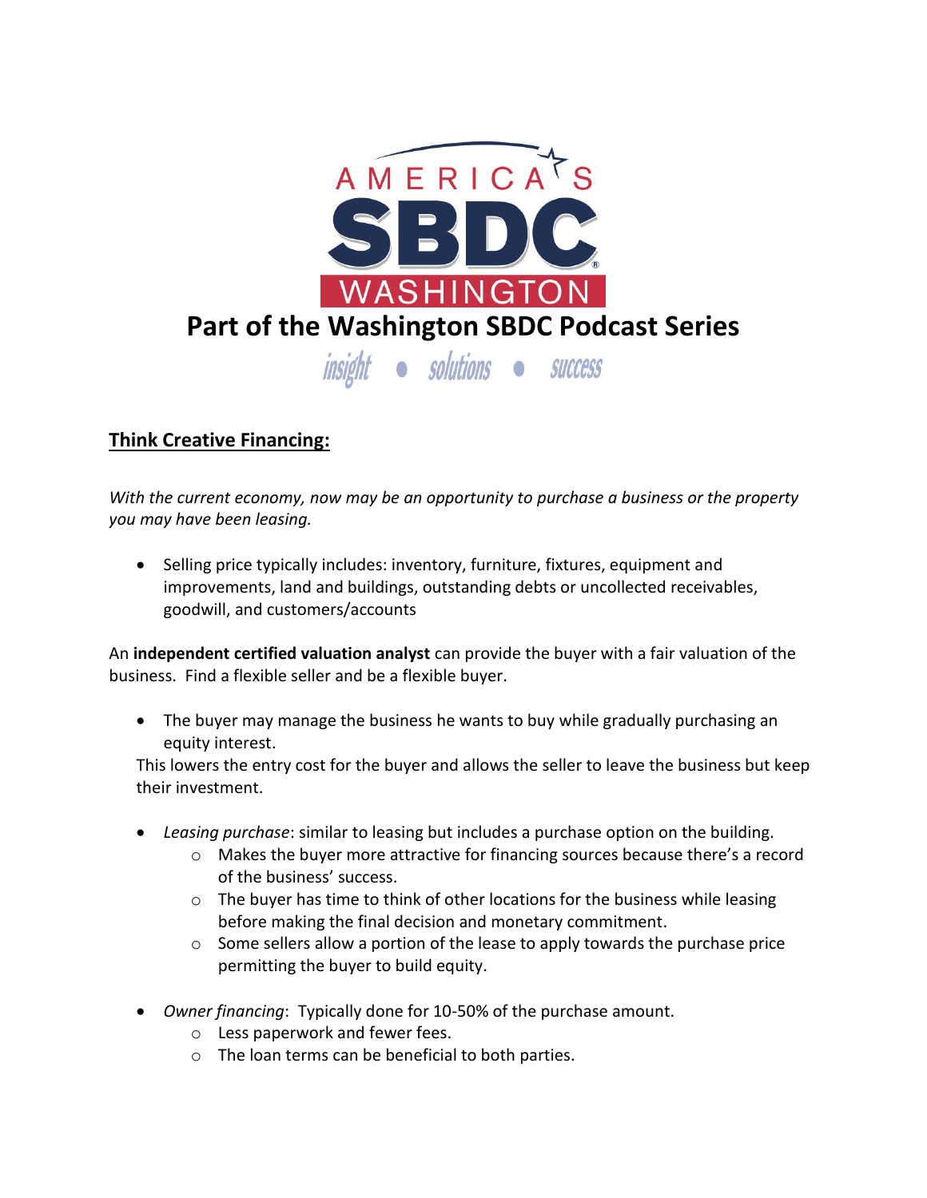AMERICA'S SBDC WASHINGTON

# Part of the Washington SBDC Podcast Series

insight • solutions • success

## Think Creative Financing:

*With the current economy, now may be an opportunity to purchase a business or the property you may have been leasing.*

- Selling price typically includes: inventory, furniture, fixtures, equipment and improvements, land and buildings, outstanding debts or uncollected receivables, goodwill, and customers/accounts

An **independent certified valuation analyst** can provide the buyer with a fair valuation of the business. Find a flexible seller and be a flexible buyer.

- The buyer may manage the business he wants to buy while gradually purchasing an equity interest.

  This lowers the entry cost for the buyer and allows the seller to leave the business but keep their investment.

- *Leasing purchase*: similar to leasing but includes a purchase option on the building.
  - Makes the buyer more attractive for financing sources because there's a record of the business' success.
  - The buyer has time to think of other locations for the business while leasing before making the final decision and monetary commitment.
  - Some sellers allow a portion of the lease to apply towards the purchase price permitting the buyer to build equity.

- *Owner financing*: Typically done for 10-50% of the purchase amount.
  - Less paperwork and fewer fees.
  - The loan terms can be beneficial to both parties.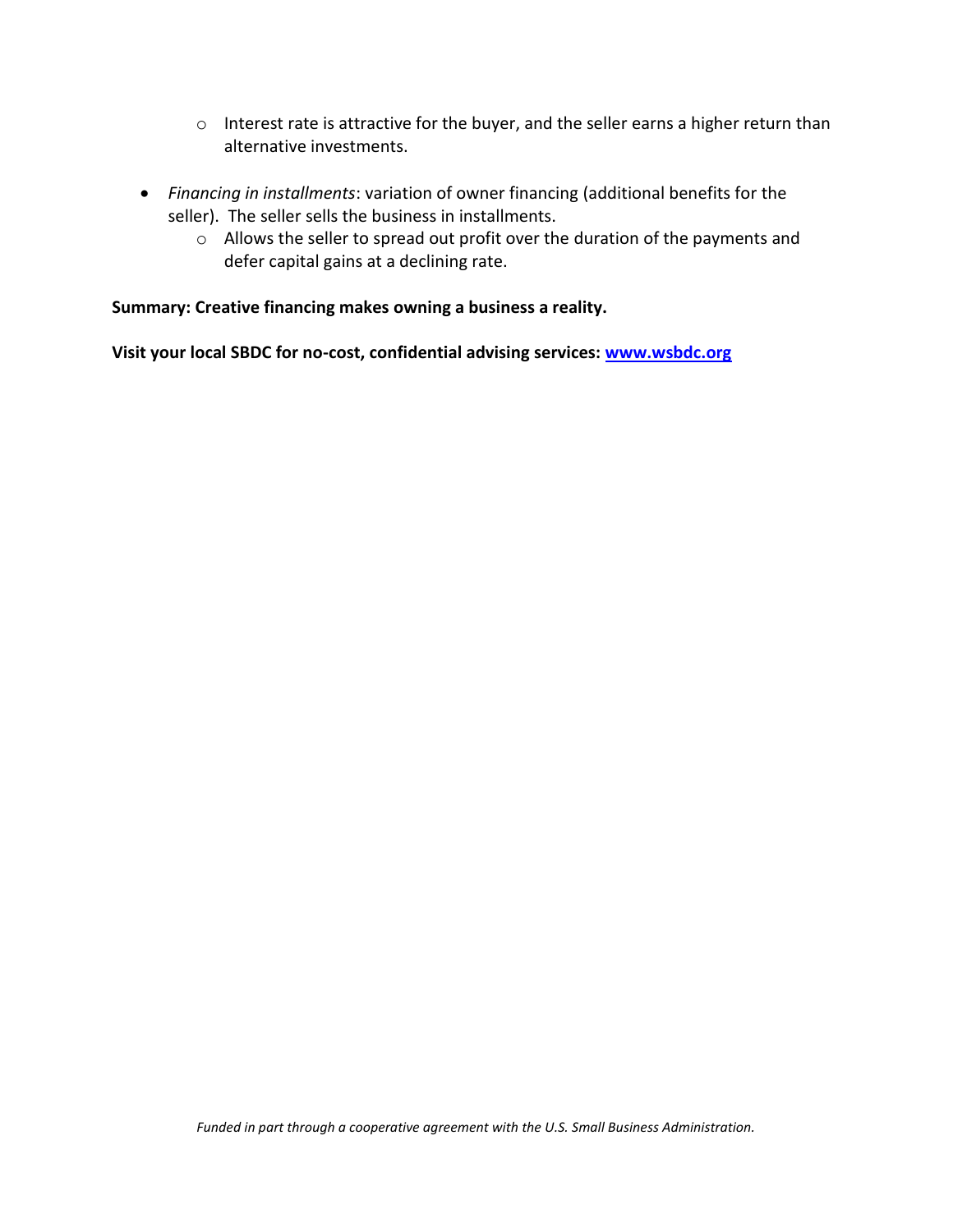- Interest rate is attractive for the buyer, and the seller earns a higher return than alternative investments.

- *Financing in installments*: variation of owner financing (additional benefits for the seller). The seller sells the business in installments.
  - Allows the seller to spread out profit over the duration of the payments and defer capital gains at a declining rate.

**Summary: Creative financing makes owning a business a reality.**

**Visit your local SBDC for no-cost, confidential advising services: [www.wsbdc.org](http://www.wsbdc.org)**

*Funded in part through a cooperative agreement with the U.S. Small Business Administration.*